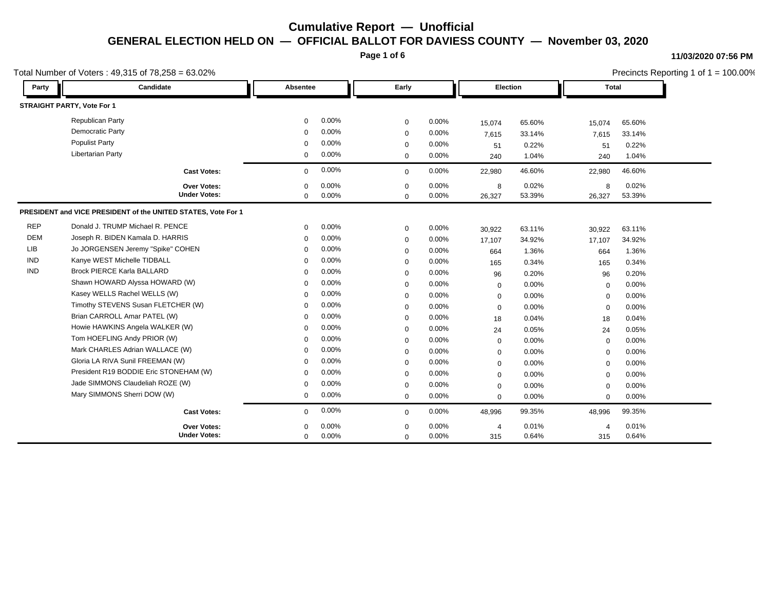# Cumulative Report — Unofficial

## GENERAL ELECTION HELD ON — OFFICIAL BALLOT FOR DAVIESS COUNTY — November 03, 2020

11/03/2020 07:56 PM

Total Number of Voters : 49,315 of 78,258 = 63.02%

Precincts Reporting 1 of 1 = 100.00%

| Party | Candidate | Absentee | | Early | | Election | | Total | |
|---|---|---|---|---|---|---|---|---|---|
| **STRAIGHT PARTY, Vote For 1** | | | | | | | | | |
| | Republican Party | 0 | 0.00% | 0 | 0.00% | 15,074 | 65.60% | 15,074 | 65.60% |
| | Democratic Party | 0 | 0.00% | 0 | 0.00% | 7,615 | 33.14% | 7,615 | 33.14% |
| | Populist Party | 0 | 0.00% | 0 | 0.00% | 51 | 0.22% | 51 | 0.22% |
| | Libertarian Party | 0 | 0.00% | 0 | 0.00% | 240 | 1.04% | 240 | 1.04% |
| | **Cast Votes:** | 0 | 0.00% | 0 | 0.00% | 22,980 | 46.60% | 22,980 | 46.60% |
| | **Over Votes:** | 0 | 0.00% | 0 | 0.00% | 8 | 0.02% | 8 | 0.02% |
| | **Under Votes:** | 0 | 0.00% | 0 | 0.00% | 26,327 | 53.39% | 26,327 | 53.39% |
| **PRESIDENT and VICE PRESIDENT of the UNITED STATES, Vote For 1** | | | | | | | | | |
| REP | Donald J. TRUMP Michael R. PENCE | 0 | 0.00% | 0 | 0.00% | 30,922 | 63.11% | 30,922 | 63.11% |
| DEM | Joseph R. BIDEN Kamala D. HARRIS | 0 | 0.00% | 0 | 0.00% | 17,107 | 34.92% | 17,107 | 34.92% |
| LIB | Jo JORGENSEN Jeremy "Spike" COHEN | 0 | 0.00% | 0 | 0.00% | 664 | 1.36% | 664 | 1.36% |
| IND | Kanye WEST Michelle TIDBALL | 0 | 0.00% | 0 | 0.00% | 165 | 0.34% | 165 | 0.34% |
| IND | Brock PIERCE Karla BALLARD | 0 | 0.00% | 0 | 0.00% | 96 | 0.20% | 96 | 0.20% |
| | Shawn HOWARD Alyssa HOWARD (W) | 0 | 0.00% | 0 | 0.00% | 0 | 0.00% | 0 | 0.00% |
| | Kasey WELLS Rachel WELLS (W) | 0 | 0.00% | 0 | 0.00% | 0 | 0.00% | 0 | 0.00% |
| | Timothy STEVENS Susan FLETCHER (W) | 0 | 0.00% | 0 | 0.00% | 0 | 0.00% | 0 | 0.00% |
| | Brian CARROLL Amar PATEL (W) | 0 | 0.00% | 0 | 0.00% | 18 | 0.04% | 18 | 0.04% |
| | Howie HAWKINS Angela WALKER (W) | 0 | 0.00% | 0 | 0.00% | 24 | 0.05% | 24 | 0.05% |
| | Tom HOEFLING Andy PRIOR (W) | 0 | 0.00% | 0 | 0.00% | 0 | 0.00% | 0 | 0.00% |
| | Mark CHARLES Adrian WALLACE (W) | 0 | 0.00% | 0 | 0.00% | 0 | 0.00% | 0 | 0.00% |
| | Gloria LA RIVA Sunil FREEMAN (W) | 0 | 0.00% | 0 | 0.00% | 0 | 0.00% | 0 | 0.00% |
| | President R19 BODDIE Eric STONEHAM (W) | 0 | 0.00% | 0 | 0.00% | 0 | 0.00% | 0 | 0.00% |
| | Jade SIMMONS Claudeliah ROZE (W) | 0 | 0.00% | 0 | 0.00% | 0 | 0.00% | 0 | 0.00% |
| | Mary SIMMONS Sherri DOW (W) | 0 | 0.00% | 0 | 0.00% | 0 | 0.00% | 0 | 0.00% |
| | **Cast Votes:** | 0 | 0.00% | 0 | 0.00% | 48,996 | 99.35% | 48,996 | 99.35% |
| | **Over Votes:** | 0 | 0.00% | 0 | 0.00% | 4 | 0.01% | 4 | 0.01% |
| | **Under Votes:** | 0 | 0.00% | 0 | 0.00% | 315 | 0.64% | 315 | 0.64% |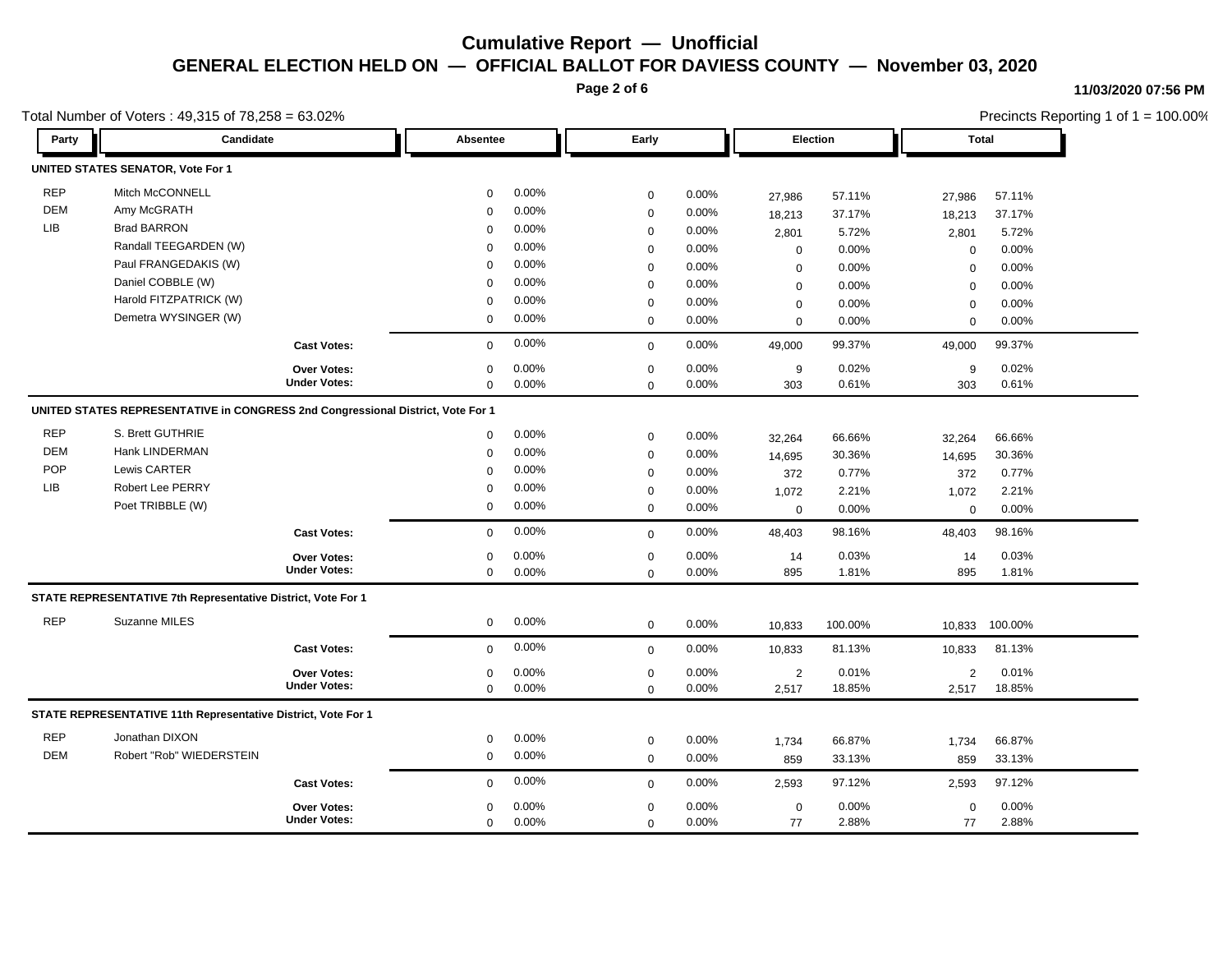# Cumulative Report — Unofficial

## GENERAL ELECTION HELD ON — OFFICIAL BALLOT FOR DAVIESS COUNTY — November 03, 2020

11/03/2020 07:56 PM

Total Number of Voters : 49,315 of 78,258 = 63.02%

Precincts Reporting 1 of 1 = 100.00%

| Party | Candidate | Absentee | | Early | | Election | | Total | |
|---|---|---|---|---|---|---|---|---|---|
| **UNITED STATES SENATOR, Vote For 1** | | | | | | | | | |
| REP | Mitch McCONNELL | 0 | 0.00% | 0 | 0.00% | 27,986 | 57.11% | 27,986 | 57.11% |
| DEM | Amy McGRATH | 0 | 0.00% | 0 | 0.00% | 18,213 | 37.17% | 18,213 | 37.17% |
| LIB | Brad BARRON | 0 | 0.00% | 0 | 0.00% | 2,801 | 5.72% | 2,801 | 5.72% |
| | Randall TEEGARDEN (W) | 0 | 0.00% | 0 | 0.00% | 0 | 0.00% | 0 | 0.00% |
| | Paul FRANGEDAKIS (W) | 0 | 0.00% | 0 | 0.00% | 0 | 0.00% | 0 | 0.00% |
| | Daniel COBBLE (W) | 0 | 0.00% | 0 | 0.00% | 0 | 0.00% | 0 | 0.00% |
| | Harold FITZPATRICK (W) | 0 | 0.00% | 0 | 0.00% | 0 | 0.00% | 0 | 0.00% |
| | Demetra WYSINGER (W) | 0 | 0.00% | 0 | 0.00% | 0 | 0.00% | 0 | 0.00% |
| | **Cast Votes:** | 0 | 0.00% | 0 | 0.00% | 49,000 | 99.37% | 49,000 | 99.37% |
| | **Over Votes:** | 0 | 0.00% | 0 | 0.00% | 9 | 0.02% | 9 | 0.02% |
| | **Under Votes:** | 0 | 0.00% | 0 | 0.00% | 303 | 0.61% | 303 | 0.61% |
| **UNITED STATES REPRESENTATIVE in CONGRESS 2nd Congressional District, Vote For 1** | | | | | | | | | |
| REP | S. Brett GUTHRIE | 0 | 0.00% | 0 | 0.00% | 32,264 | 66.66% | 32,264 | 66.66% |
| DEM | Hank LINDERMAN | 0 | 0.00% | 0 | 0.00% | 14,695 | 30.36% | 14,695 | 30.36% |
| POP | Lewis CARTER | 0 | 0.00% | 0 | 0.00% | 372 | 0.77% | 372 | 0.77% |
| LIB | Robert Lee PERRY | 0 | 0.00% | 0 | 0.00% | 1,072 | 2.21% | 1,072 | 2.21% |
| | Poet TRIBBLE (W) | 0 | 0.00% | 0 | 0.00% | 0 | 0.00% | 0 | 0.00% |
| | **Cast Votes:** | 0 | 0.00% | 0 | 0.00% | 48,403 | 98.16% | 48,403 | 98.16% |
| | **Over Votes:** | 0 | 0.00% | 0 | 0.00% | 14 | 0.03% | 14 | 0.03% |
| | **Under Votes:** | 0 | 0.00% | 0 | 0.00% | 895 | 1.81% | 895 | 1.81% |
| **STATE REPRESENTATIVE 7th Representative District, Vote For 1** | | | | | | | | | |
| REP | Suzanne MILES | 0 | 0.00% | 0 | 0.00% | 10,833 | 100.00% | 10,833 | 100.00% |
| | **Cast Votes:** | 0 | 0.00% | 0 | 0.00% | 10,833 | 81.13% | 10,833 | 81.13% |
| | **Over Votes:** | 0 | 0.00% | 0 | 0.00% | 2 | 0.01% | 2 | 0.01% |
| | **Under Votes:** | 0 | 0.00% | 0 | 0.00% | 2,517 | 18.85% | 2,517 | 18.85% |
| **STATE REPRESENTATIVE 11th Representative District, Vote For 1** | | | | | | | | | |
| REP | Jonathan DIXON | 0 | 0.00% | 0 | 0.00% | 1,734 | 66.87% | 1,734 | 66.87% |
| DEM | Robert "Rob" WIEDERSTEIN | 0 | 0.00% | 0 | 0.00% | 859 | 33.13% | 859 | 33.13% |
| | **Cast Votes:** | 0 | 0.00% | 0 | 0.00% | 2,593 | 97.12% | 2,593 | 97.12% |
| | **Over Votes:** | 0 | 0.00% | 0 | 0.00% | 0 | 0.00% | 0 | 0.00% |
| | **Under Votes:** | 0 | 0.00% | 0 | 0.00% | 77 | 2.88% | 77 | 2.88% |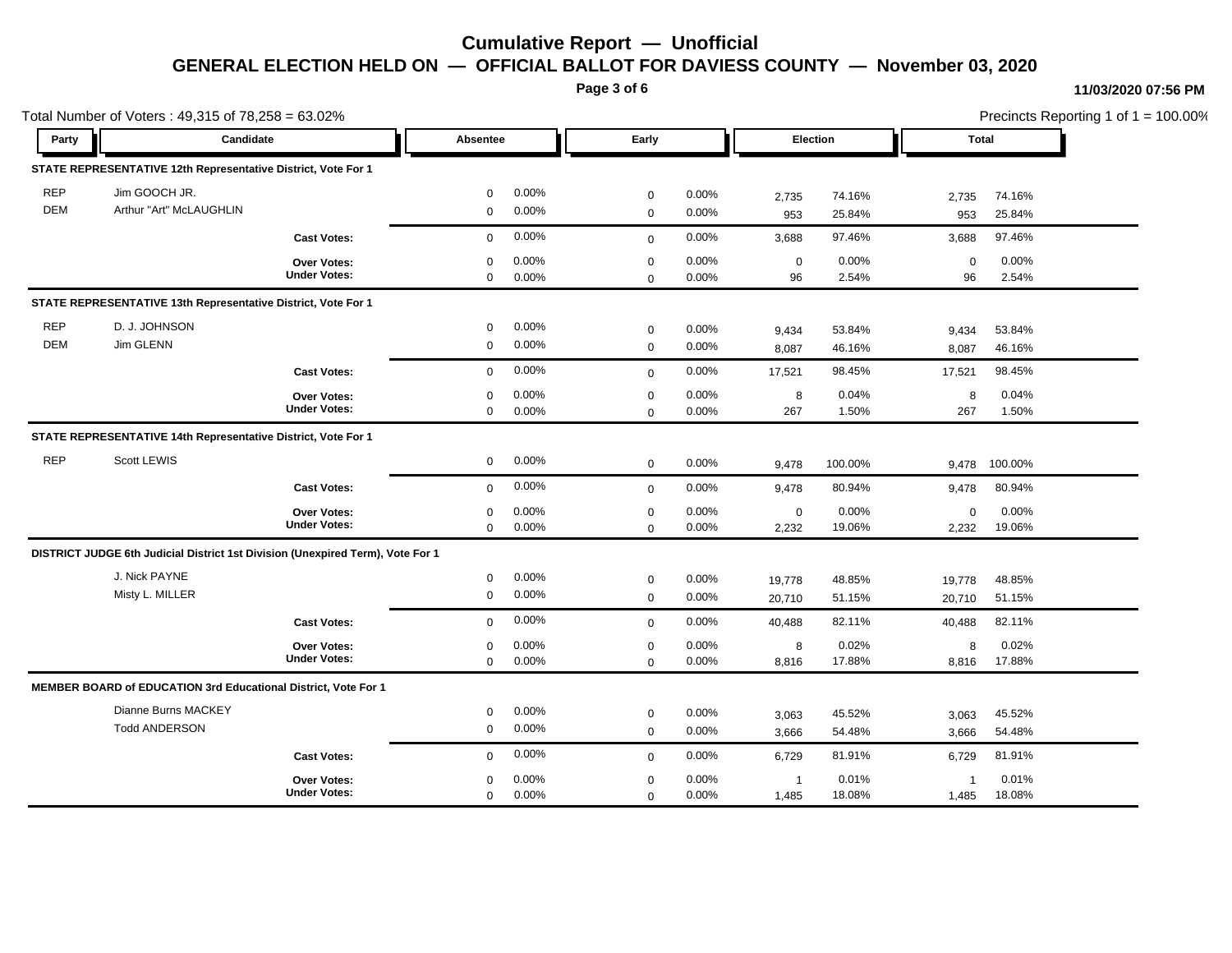# Cumulative Report — Unofficial

## GENERAL ELECTION HELD ON — OFFICIAL BALLOT FOR DAVIESS COUNTY — November 03, 2020

11/03/2020 07:56 PM

Total Number of Voters : 49,315 of 78,258 = 63.02%

Precincts Reporting 1 of 1 = 100.00%

| Party | Candidate | Absentee | | Early | | Election | | Total | |
|---|---|---|---|---|---|---|---|---|---|
| **STATE REPRESENTATIVE 12th Representative District, Vote For 1** | | | | | | | | | |
| REP | Jim GOOCH JR. | 0 | 0.00% | 0 | 0.00% | 2,735 | 74.16% | 2,735 | 74.16% |
| DEM | Arthur "Art" McLAUGHLIN | 0 | 0.00% | 0 | 0.00% | 953 | 25.84% | 953 | 25.84% |
| | **Cast Votes:** | 0 | 0.00% | 0 | 0.00% | 3,688 | 97.46% | 3,688 | 97.46% |
| | **Over Votes:** | 0 | 0.00% | 0 | 0.00% | 0 | 0.00% | 0 | 0.00% |
| | **Under Votes:** | 0 | 0.00% | 0 | 0.00% | 96 | 2.54% | 96 | 2.54% |
| **STATE REPRESENTATIVE 13th Representative District, Vote For 1** | | | | | | | | | |
| REP | D. J. JOHNSON | 0 | 0.00% | 0 | 0.00% | 9,434 | 53.84% | 9,434 | 53.84% |
| DEM | Jim GLENN | 0 | 0.00% | 0 | 0.00% | 8,087 | 46.16% | 8,087 | 46.16% |
| | **Cast Votes:** | 0 | 0.00% | 0 | 0.00% | 17,521 | 98.45% | 17,521 | 98.45% |
| | **Over Votes:** | 0 | 0.00% | 0 | 0.00% | 8 | 0.04% | 8 | 0.04% |
| | **Under Votes:** | 0 | 0.00% | 0 | 0.00% | 267 | 1.50% | 267 | 1.50% |
| **STATE REPRESENTATIVE 14th Representative District, Vote For 1** | | | | | | | | | |
| REP | Scott LEWIS | 0 | 0.00% | 0 | 0.00% | 9,478 | 100.00% | 9,478 | 100.00% |
| | **Cast Votes:** | 0 | 0.00% | 0 | 0.00% | 9,478 | 80.94% | 9,478 | 80.94% |
| | **Over Votes:** | 0 | 0.00% | 0 | 0.00% | 0 | 0.00% | 0 | 0.00% |
| | **Under Votes:** | 0 | 0.00% | 0 | 0.00% | 2,232 | 19.06% | 2,232 | 19.06% |
| **DISTRICT JUDGE 6th Judicial District 1st Division (Unexpired Term), Vote For 1** | | | | | | | | | |
| | J. Nick PAYNE | 0 | 0.00% | 0 | 0.00% | 19,778 | 48.85% | 19,778 | 48.85% |
| | Misty L. MILLER | 0 | 0.00% | 0 | 0.00% | 20,710 | 51.15% | 20,710 | 51.15% |
| | **Cast Votes:** | 0 | 0.00% | 0 | 0.00% | 40,488 | 82.11% | 40,488 | 82.11% |
| | **Over Votes:** | 0 | 0.00% | 0 | 0.00% | 8 | 0.02% | 8 | 0.02% |
| | **Under Votes:** | 0 | 0.00% | 0 | 0.00% | 8,816 | 17.88% | 8,816 | 17.88% |
| **MEMBER BOARD of EDUCATION 3rd Educational District, Vote For 1** | | | | | | | | | |
| | Dianne Burns MACKEY | 0 | 0.00% | 0 | 0.00% | 3,063 | 45.52% | 3,063 | 45.52% |
| | Todd ANDERSON | 0 | 0.00% | 0 | 0.00% | 3,666 | 54.48% | 3,666 | 54.48% |
| | **Cast Votes:** | 0 | 0.00% | 0 | 0.00% | 6,729 | 81.91% | 6,729 | 81.91% |
| | **Over Votes:** | 0 | 0.00% | 0 | 0.00% | 1 | 0.01% | 1 | 0.01% |
| | **Under Votes:** | 0 | 0.00% | 0 | 0.00% | 1,485 | 18.08% | 1,485 | 18.08% |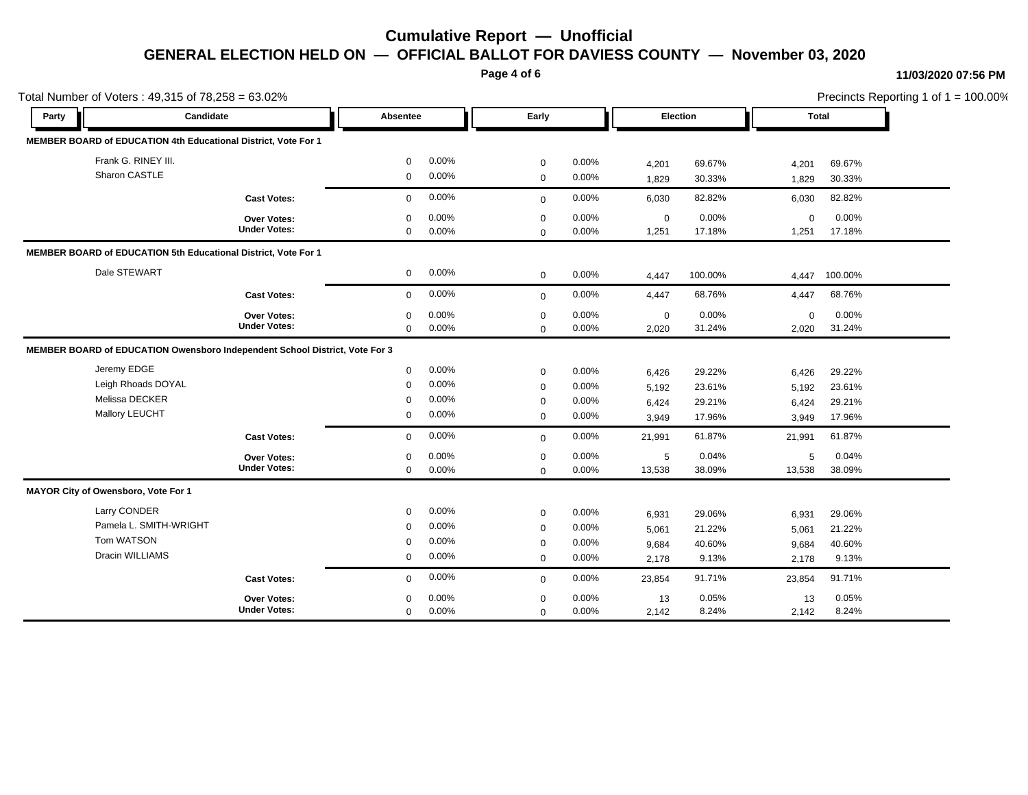# Cumulative Report — Unofficial

## GENERAL ELECTION HELD ON — OFFICIAL BALLOT FOR DAVIESS COUNTY — November 03, 2020

11/03/2020 07:56 PM

Total Number of Voters : 49,315 of 78,258 = 63.02%

Precincts Reporting 1 of 1 = 100.00%

| Party | Candidate | Absentee | | Early | | Election | | Total | |
|---|---|---|---|---|---|---|---|---|---|
| **MEMBER BOARD of EDUCATION 4th Educational District, Vote For 1** | | | | | | | | | |
| | Frank G. RINEY III. | 0 | 0.00% | 0 | 0.00% | 4,201 | 69.67% | 4,201 | 69.67% |
| | Sharon CASTLE | 0 | 0.00% | 0 | 0.00% | 1,829 | 30.33% | 1,829 | 30.33% |
| | **Cast Votes:** | 0 | 0.00% | 0 | 0.00% | 6,030 | 82.82% | 6,030 | 82.82% |
| | **Over Votes:** | 0 | 0.00% | 0 | 0.00% | 0 | 0.00% | 0 | 0.00% |
| | **Under Votes:** | 0 | 0.00% | 0 | 0.00% | 1,251 | 17.18% | 1,251 | 17.18% |
| **MEMBER BOARD of EDUCATION 5th Educational District, Vote For 1** | | | | | | | | | |
| | Dale STEWART | 0 | 0.00% | 0 | 0.00% | 4,447 | 100.00% | 4,447 | 100.00% |
| | **Cast Votes:** | 0 | 0.00% | 0 | 0.00% | 4,447 | 68.76% | 4,447 | 68.76% |
| | **Over Votes:** | 0 | 0.00% | 0 | 0.00% | 0 | 0.00% | 0 | 0.00% |
| | **Under Votes:** | 0 | 0.00% | 0 | 0.00% | 2,020 | 31.24% | 2,020 | 31.24% |
| **MEMBER BOARD of EDUCATION Owensboro Independent School District, Vote For 3** | | | | | | | | | |
| | Jeremy EDGE | 0 | 0.00% | 0 | 0.00% | 6,426 | 29.22% | 6,426 | 29.22% |
| | Leigh Rhoads DOYAL | 0 | 0.00% | 0 | 0.00% | 5,192 | 23.61% | 5,192 | 23.61% |
| | Melissa DECKER | 0 | 0.00% | 0 | 0.00% | 6,424 | 29.21% | 6,424 | 29.21% |
| | Mallory LEUCHT | 0 | 0.00% | 0 | 0.00% | 3,949 | 17.96% | 3,949 | 17.96% |
| | **Cast Votes:** | 0 | 0.00% | 0 | 0.00% | 21,991 | 61.87% | 21,991 | 61.87% |
| | **Over Votes:** | 0 | 0.00% | 0 | 0.00% | 5 | 0.04% | 5 | 0.04% |
| | **Under Votes:** | 0 | 0.00% | 0 | 0.00% | 13,538 | 38.09% | 13,538 | 38.09% |
| **MAYOR City of Owensboro, Vote For 1** | | | | | | | | | |
| | Larry CONDER | 0 | 0.00% | 0 | 0.00% | 6,931 | 29.06% | 6,931 | 29.06% |
| | Pamela L. SMITH-WRIGHT | 0 | 0.00% | 0 | 0.00% | 5,061 | 21.22% | 5,061 | 21.22% |
| | Tom WATSON | 0 | 0.00% | 0 | 0.00% | 9,684 | 40.60% | 9,684 | 40.60% |
| | Dracin WILLIAMS | 0 | 0.00% | 0 | 0.00% | 2,178 | 9.13% | 2,178 | 9.13% |
| | **Cast Votes:** | 0 | 0.00% | 0 | 0.00% | 23,854 | 91.71% | 23,854 | 91.71% |
| | **Over Votes:** | 0 | 0.00% | 0 | 0.00% | 13 | 0.05% | 13 | 0.05% |
| | **Under Votes:** | 0 | 0.00% | 0 | 0.00% | 2,142 | 8.24% | 2,142 | 8.24% |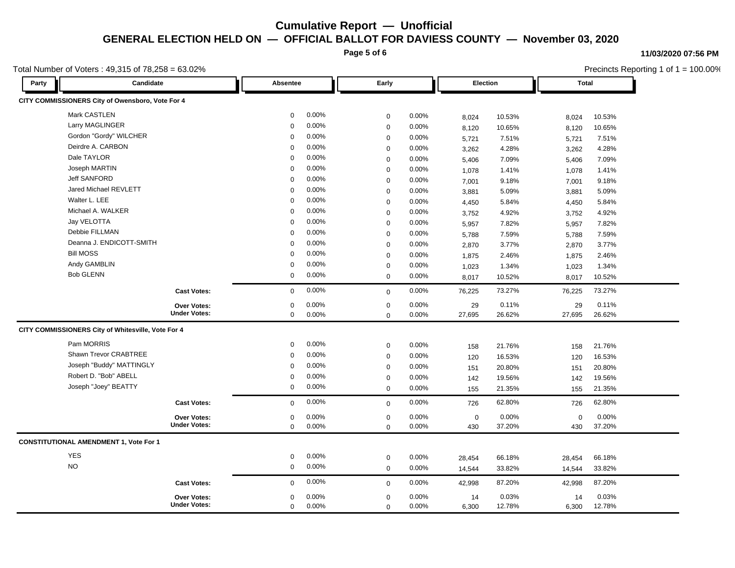# Cumulative Report — Unofficial

## GENERAL ELECTION HELD ON — OFFICIAL BALLOT FOR DAVIESS COUNTY — November 03, 2020

11/03/2020 07:56 PM

Total Number of Voters : 49,315 of 78,258 = 63.02%

Precincts Reporting 1 of 1 = 100.00%

| Party | Candidate | Absentee | | Early | | Election | | Total | |
|---|---|---|---|---|---|---|---|---|---|
| **CITY COMMISSIONERS City of Owensboro, Vote For 4** | | | | | | | | | |
| | Mark CASTLEN | 0 | 0.00% | 0 | 0.00% | 8,024 | 10.53% | 8,024 | 10.53% |
| | Larry MAGLINGER | 0 | 0.00% | 0 | 0.00% | 8,120 | 10.65% | 8,120 | 10.65% |
| | Gordon "Gordy" WILCHER | 0 | 0.00% | 0 | 0.00% | 5,721 | 7.51% | 5,721 | 7.51% |
| | Deirdre A. CARBON | 0 | 0.00% | 0 | 0.00% | 3,262 | 4.28% | 3,262 | 4.28% |
| | Dale TAYLOR | 0 | 0.00% | 0 | 0.00% | 5,406 | 7.09% | 5,406 | 7.09% |
| | Joseph MARTIN | 0 | 0.00% | 0 | 0.00% | 1,078 | 1.41% | 1,078 | 1.41% |
| | Jeff SANFORD | 0 | 0.00% | 0 | 0.00% | 7,001 | 9.18% | 7,001 | 9.18% |
| | Jared Michael REVLETT | 0 | 0.00% | 0 | 0.00% | 3,881 | 5.09% | 3,881 | 5.09% |
| | Walter L. LEE | 0 | 0.00% | 0 | 0.00% | 4,450 | 5.84% | 4,450 | 5.84% |
| | Michael A. WALKER | 0 | 0.00% | 0 | 0.00% | 3,752 | 4.92% | 3,752 | 4.92% |
| | Jay VELOTTA | 0 | 0.00% | 0 | 0.00% | 5,957 | 7.82% | 5,957 | 7.82% |
| | Debbie FILLMAN | 0 | 0.00% | 0 | 0.00% | 5,788 | 7.59% | 5,788 | 7.59% |
| | Deanna J. ENDICOTT-SMITH | 0 | 0.00% | 0 | 0.00% | 2,870 | 3.77% | 2,870 | 3.77% |
| | Bill MOSS | 0 | 0.00% | 0 | 0.00% | 1,875 | 2.46% | 1,875 | 2.46% |
| | Andy GAMBLIN | 0 | 0.00% | 0 | 0.00% | 1,023 | 1.34% | 1,023 | 1.34% |
| | Bob GLENN | 0 | 0.00% | 0 | 0.00% | 8,017 | 10.52% | 8,017 | 10.52% |
| | **Cast Votes:** | 0 | 0.00% | 0 | 0.00% | 76,225 | 73.27% | 76,225 | 73.27% |
| | **Over Votes:** | 0 | 0.00% | 0 | 0.00% | 29 | 0.11% | 29 | 0.11% |
| | **Under Votes:** | 0 | 0.00% | 0 | 0.00% | 27,695 | 26.62% | 27,695 | 26.62% |
| **CITY COMMISSIONERS City of Whitesville, Vote For 4** | | | | | | | | | |
| | Pam MORRIS | 0 | 0.00% | 0 | 0.00% | 158 | 21.76% | 158 | 21.76% |
| | Shawn Trevor CRABTREE | 0 | 0.00% | 0 | 0.00% | 120 | 16.53% | 120 | 16.53% |
| | Joseph "Buddy" MATTINGLY | 0 | 0.00% | 0 | 0.00% | 151 | 20.80% | 151 | 20.80% |
| | Robert D. "Bob" ABELL | 0 | 0.00% | 0 | 0.00% | 142 | 19.56% | 142 | 19.56% |
| | Joseph "Joey" BEATTY | 0 | 0.00% | 0 | 0.00% | 155 | 21.35% | 155 | 21.35% |
| | **Cast Votes:** | 0 | 0.00% | 0 | 0.00% | 726 | 62.80% | 726 | 62.80% |
| | **Over Votes:** | 0 | 0.00% | 0 | 0.00% | 0 | 0.00% | 0 | 0.00% |
| | **Under Votes:** | 0 | 0.00% | 0 | 0.00% | 430 | 37.20% | 430 | 37.20% |
| **CONSTITUTIONAL AMENDMENT 1, Vote For 1** | | | | | | | | | |
| | YES | 0 | 0.00% | 0 | 0.00% | 28,454 | 66.18% | 28,454 | 66.18% |
| | NO | 0 | 0.00% | 0 | 0.00% | 14,544 | 33.82% | 14,544 | 33.82% |
| | **Cast Votes:** | 0 | 0.00% | 0 | 0.00% | 42,998 | 87.20% | 42,998 | 87.20% |
| | **Over Votes:** | 0 | 0.00% | 0 | 0.00% | 14 | 0.03% | 14 | 0.03% |
| | **Under Votes:** | 0 | 0.00% | 0 | 0.00% | 6,300 | 12.78% | 6,300 | 12.78% |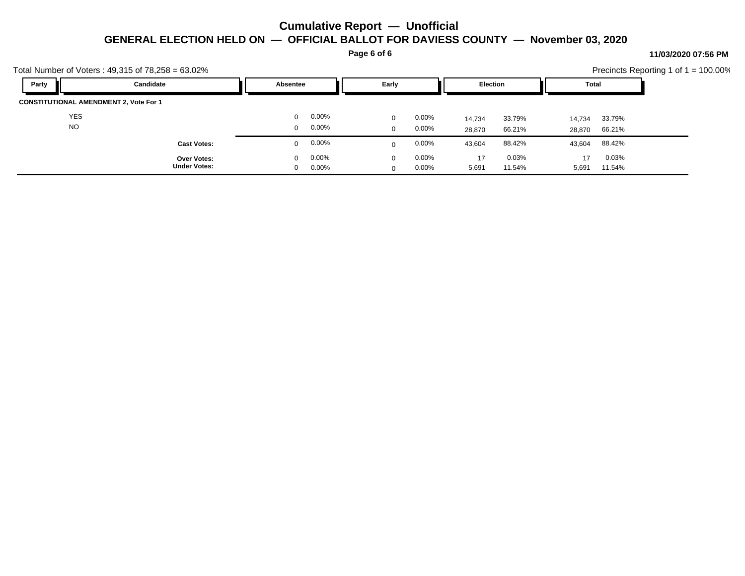# Cumulative Report — Unofficial

## GENERAL ELECTION HELD ON — OFFICIAL BALLOT FOR DAVIESS COUNTY — November 03, 2020

11/03/2020 07:56 PM

Total Number of Voters : 49,315 of 78,258 = 63.02%

Precincts Reporting 1 of 1 = 100.00%

| Party | Candidate | Absentee | | Early | | Election | | Total | |
|---|---|---|---|---|---|---|---|---|---|
| **CONSTITUTIONAL AMENDMENT 2, Vote For 1** | | | | | | | | | |
| | YES | 0 | 0.00% | 0 | 0.00% | 14,734 | 33.79% | 14,734 | 33.79% |
| | NO | 0 | 0.00% | 0 | 0.00% | 28,870 | 66.21% | 28,870 | 66.21% |
| | **Cast Votes:** | 0 | 0.00% | 0 | 0.00% | 43,604 | 88.42% | 43,604 | 88.42% |
| | **Over Votes:** | 0 | 0.00% | 0 | 0.00% | 17 | 0.03% | 17 | 0.03% |
| | **Under Votes:** | 0 | 0.00% | 0 | 0.00% | 5,691 | 11.54% | 5,691 | 11.54% |